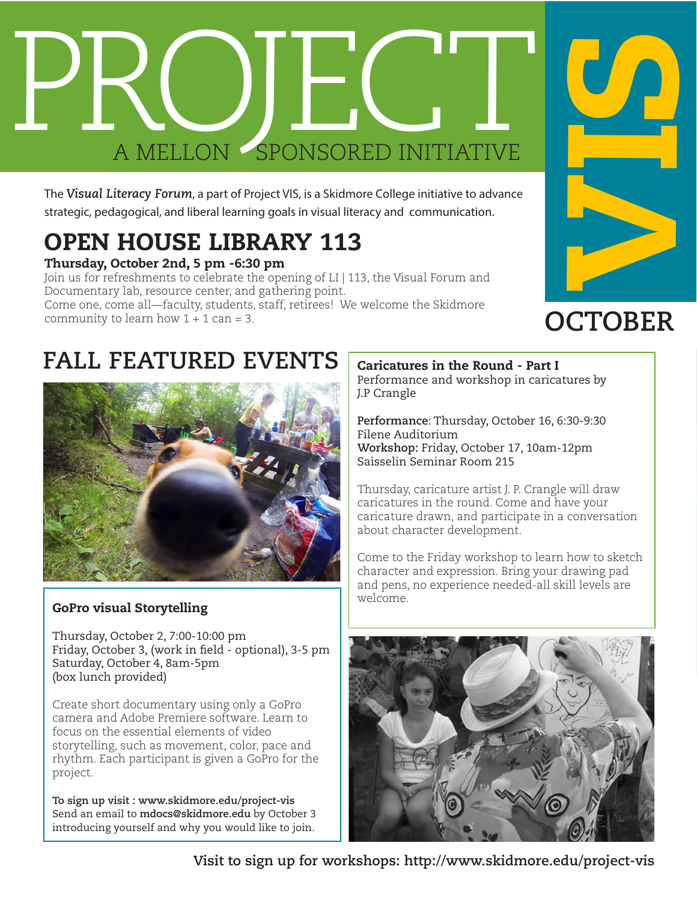# PROJECT VIS

A MELLON SPONSORED INITIATIVE

OCTOBER

The *Visual Literacy Forum*, a part of Project VIS, is a Skidmore College initiative to advance strategic, pedagogical, and liberal learning goals in visual literacy and communication.

## OPEN HOUSE LIBRARY 113

**Thursday, October 2nd, 5 pm -6:30 pm**

Join us for refreshments to celebrate the opening of LI | 113, the Visual Forum and Documentary lab, resource center, and gathering point.
Come one, come all—faculty, students, staff, retirees! We welcome the Skidmore community to learn how 1 + 1 can = 3.

## FALL FEATURED EVENTS

### GoPro visual Storytelling

Thursday, October 2, 7:00-10:00 pm
Friday, October 3, (work in field - optional), 3-5 pm
Saturday, October 4, 8am-5pm
(box lunch provided)

Create short documentary using only a GoPro camera and Adobe Premiere software. Learn to focus on the essential elements of video storytelling, such as movement, color, pace and rhythm. Each participant is given a GoPro for the project.

**To sign up visit : www.skidmore.edu/project-vis**
Send an email to **mdocs@skidmore.edu** by October 3 introducing yourself and why you would like to join.

### Caricatures in the Round - Part I

Performance and workshop in caricatures by J.P Crangle

**Performance**: Thursday, October 16, 6:30-9:30
Filene Auditorium
**Workshop:** Friday, October 17, 10am-12pm
Saisselin Seminar Room 215

Thursday, caricature artist J. P. Crangle will draw caricatures in the round. Come and have your caricature drawn, and participate in a conversation about character development.

Come to the Friday workshop to learn how to sketch character and expression. Bring your drawing pad and pens, no experience needed-all skill levels are welcome.

**Visit to sign up for workshops: http://www.skidmore.edu/project-vis**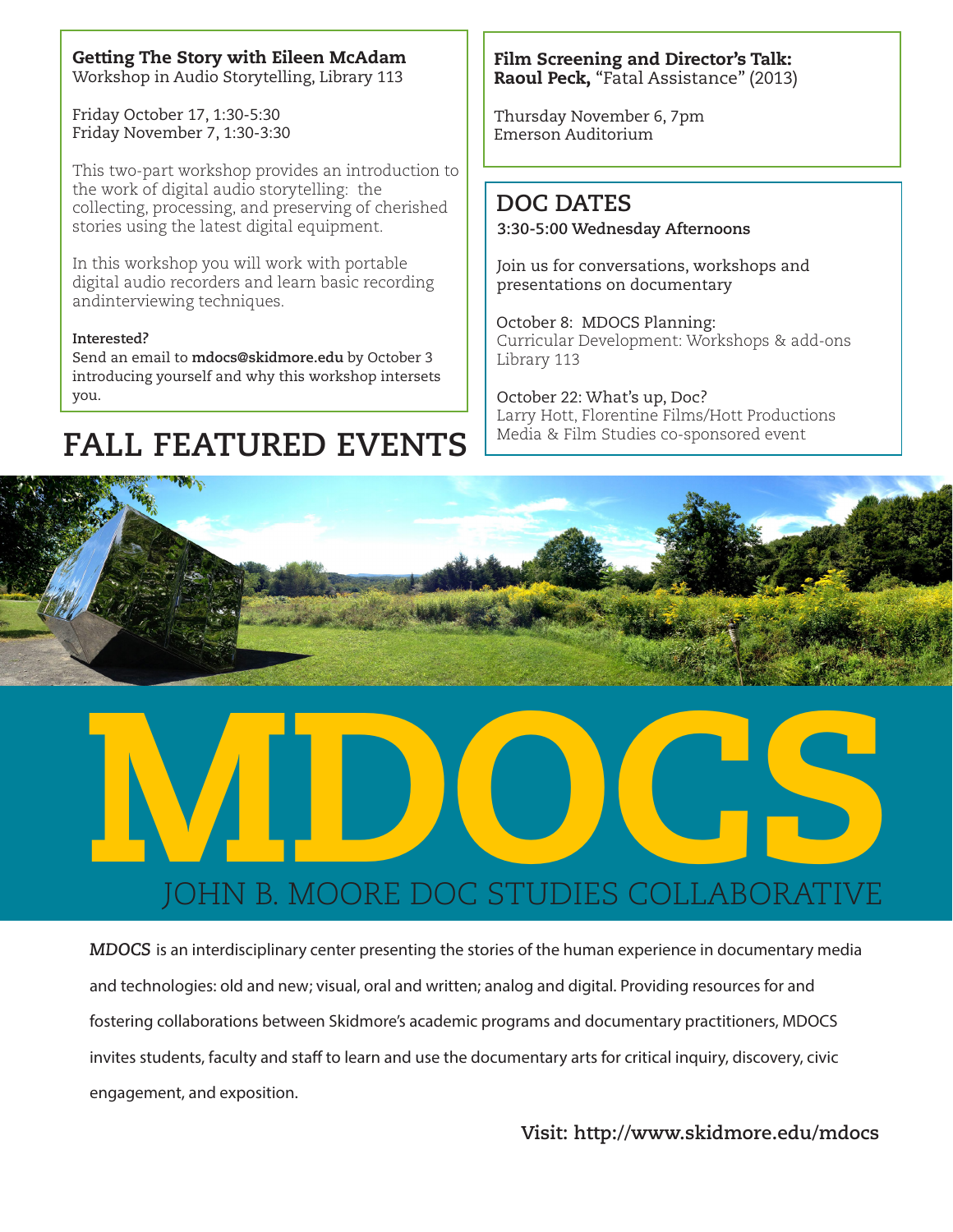### Getting The Story with Eileen McAdam
Workshop in Audio Storytelling, Library 113

Friday October 17, 1:30-5:30
Friday November 7, 1:30-3:30

This two-part workshop provides an introduction to the work of digital audio storytelling: the collecting, processing, and preserving of cherished stories using the latest digital equipment.

In this workshop you will work with portable digital audio recorders and learn basic recording andinterviewing techniques.

**Interested?**
Send an email to **mdocs@skidmore.edu** by October 3 introducing yourself and why this workshop intersets you.

## FALL FEATURED EVENTS

### Film Screening and Director's Talk: Raoul Peck, "Fatal Assistance" (2013)

Thursday November 6, 7pm
Emerson Auditorium

## DOC DATES
**3:30-5:00 Wednesday Afternoons**

Join us for conversations, workshops and presentations on documentary

October 8: MDOCS Planning:
Curricular Development: Workshops & add-ons
Library 113

October 22: What's up, Doc?
Larry Hott, Florentine Films/Hott Productions
Media & Film Studies co-sponsored event

# MDOCS
## JOHN B. MOORE DOC STUDIES COLLABORATIVE

*MDOCS* is an interdisciplinary center presenting the stories of the human experience in documentary media and technologies: old and new; visual, oral and written; analog and digital. Providing resources for and fostering collaborations between Skidmore's academic programs and documentary practitioners, MDOCS invites students, faculty and staff to learn and use the documentary arts for critical inquiry, discovery, civic engagement, and exposition.

**Visit: http://www.skidmore.edu/mdocs**